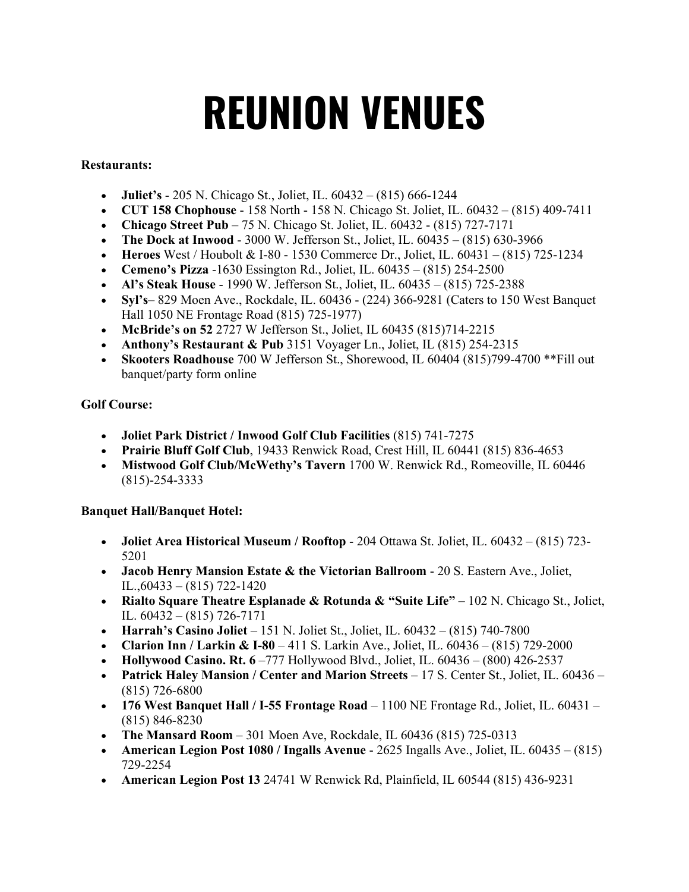# REUNION VENUES

**Restaurants:**

- **Juliet's** - 205 N. Chicago St., Joliet, IL. 60432 – (815) 666-1244
- **CUT 158 Chophouse** - 158 North - 158 N. Chicago St. Joliet, IL. 60432 – (815) 409-7411
- **Chicago Street Pub** – 75 N. Chicago St. Joliet, IL. 60432 - (815) 727-7171
- **The Dock at Inwood** - 3000 W. Jefferson St., Joliet, IL. 60435 – (815) 630-3966
- **Heroes** West / Houbolt & I-80 - 1530 Commerce Dr., Joliet, IL. 60431 – (815) 725-1234
- **Cemeno's Pizza** -1630 Essington Rd., Joliet, IL. 60435 – (815) 254-2500
- **Al's Steak House** - 1990 W. Jefferson St., Joliet, IL. 60435 – (815) 725-2388
- **Syl's**– 829 Moen Ave., Rockdale, IL. 60436 - (224) 366-9281 (Caters to 150 West Banquet Hall 1050 NE Frontage Road (815) 725-1977)
- **McBride's on 52** 2727 W Jefferson St., Joliet, IL 60435 (815)714-2215
- **Anthony's Restaurant & Pub** 3151 Voyager Ln., Joliet, IL (815) 254-2315
- **Skooters Roadhouse** 700 W Jefferson St., Shorewood, IL 60404 (815)799-4700 **Fill out banquet/party form online

**Golf Course:**

- **Joliet Park District / Inwood Golf Club Facilities** (815) 741-7275
- **Prairie Bluff Golf Club**, 19433 Renwick Road, Crest Hill, IL 60441 (815) 836-4653
- **Mistwood Golf Club/McWethy's Tavern** 1700 W. Renwick Rd., Romeoville, IL 60446 (815)-254-3333

**Banquet Hall/Banquet Hotel:**

- **Joliet Area Historical Museum / Rooftop** - 204 Ottawa St. Joliet, IL. 60432 – (815) 723-5201
- **Jacob Henry Mansion Estate & the Victorian Ballroom** - 20 S. Eastern Ave., Joliet, IL.,60433 – (815) 722-1420
- **Rialto Square Theatre Esplanade & Rotunda & "Suite Life"** – 102 N. Chicago St., Joliet, IL. 60432 – (815) 726-7171
- **Harrah's Casino Joliet** – 151 N. Joliet St., Joliet, IL. 60432 – (815) 740-7800
- **Clarion Inn / Larkin & I-80** – 411 S. Larkin Ave., Joliet, IL. 60436 – (815) 729-2000
- **Hollywood Casino. Rt. 6** –777 Hollywood Blvd., Joliet, IL. 60436 – (800) 426-2537
- **Patrick Haley Mansion / Center and Marion Streets** – 17 S. Center St., Joliet, IL. 60436 – (815) 726-6800
- **176 West Banquet Hall / I-55 Frontage Road** – 1100 NE Frontage Rd., Joliet, IL. 60431 – (815) 846-8230
- **The Mansard Room** – 301 Moen Ave, Rockdale, IL 60436 (815) 725-0313
- **American Legion Post 1080 / Ingalls Avenue** - 2625 Ingalls Ave., Joliet, IL. 60435 – (815) 729-2254
- **American Legion Post 13** 24741 W Renwick Rd, Plainfield, IL 60544 (815) 436-9231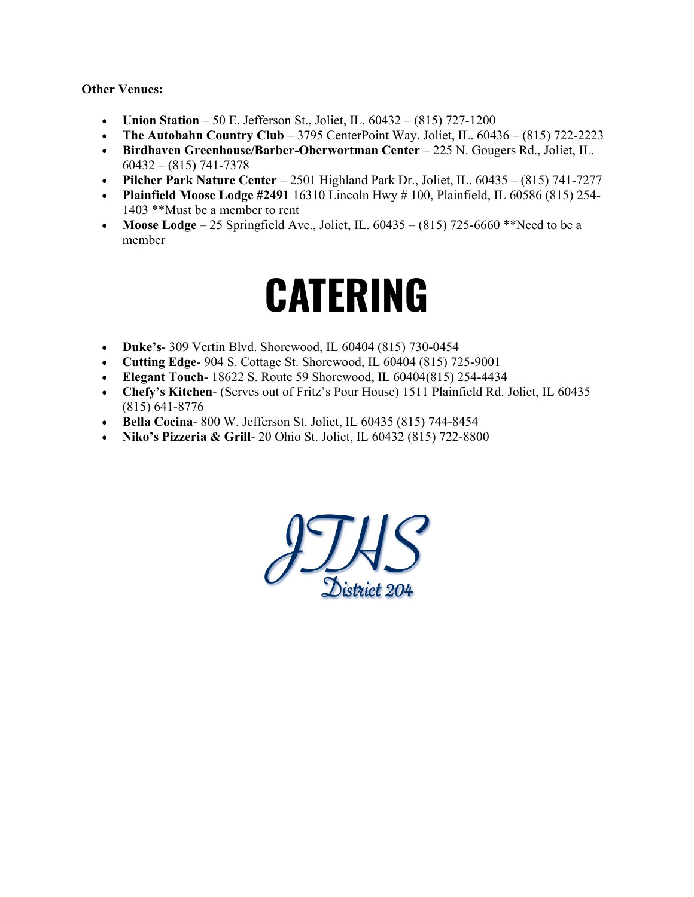**Other Venues:**

- **Union Station** – 50 E. Jefferson St., Joliet, IL. 60432 – (815) 727-1200
- **The Autobahn Country Club** – 3795 CenterPoint Way, Joliet, IL. 60436 – (815) 722-2223
- **Birdhaven Greenhouse/Barber-Oberwortman Center** – 225 N. Gougers Rd., Joliet, IL. 60432 – (815) 741-7378
- **Pilcher Park Nature Center** – 2501 Highland Park Dr., Joliet, IL. 60435 – (815) 741-7277
- **Plainfield Moose Lodge #2491** 16310 Lincoln Hwy # 100, Plainfield, IL 60586 (815) 254-1403 **Must be a member to rent
- **Moose Lodge** – 25 Springfield Ave., Joliet, IL. 60435 – (815) 725-6660 **Need to be a member

# CATERING

- **Duke's**- 309 Vertin Blvd. Shorewood, IL 60404 (815) 730-0454
- **Cutting Edge**- 904 S. Cottage St. Shorewood, IL 60404 (815) 725-9001
- **Elegant Touch**- 18622 S. Route 59 Shorewood, IL 60404(815) 254-4434
- **Chefy's Kitchen**- (Serves out of Fritz's Pour House) 1511 Plainfield Rd. Joliet, IL 60435 (815) 641-8776
- **Bella Cocina**- 800 W. Jefferson St. Joliet, IL 60435 (815) 744-8454
- **Niko's Pizzeria & Grill**- 20 Ohio St. Joliet, IL 60432 (815) 722-8800

JTHS
District 204